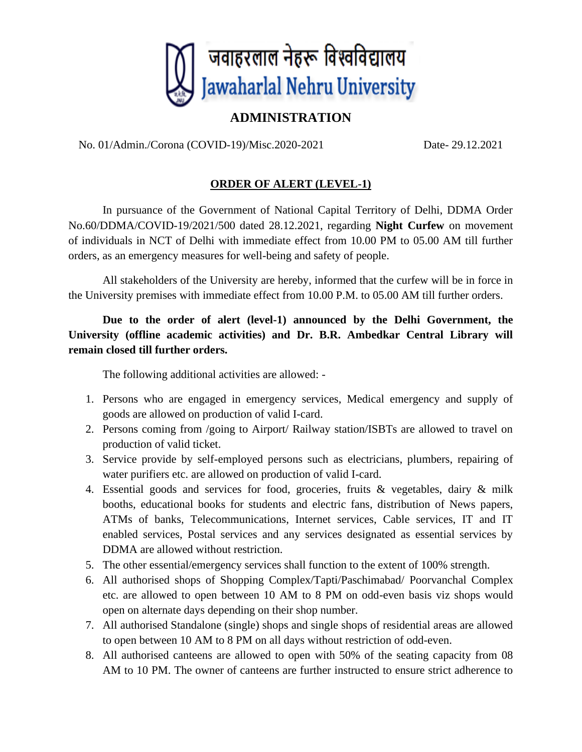# जवाहरलाल नेहरू विश्वविद्यालय
# Jawaharlal Nehru University

## ADMINISTRATION

No. 01/Admin./Corona (COVID-19)/Misc.2020-2021 Date- 29.12.2021

### ORDER OF ALERT (LEVEL-1)

In pursuance of the Government of National Capital Territory of Delhi, DDMA Order No.60/DDMA/COVID-19/2021/500 dated 28.12.2021, regarding **Night Curfew** on movement of individuals in NCT of Delhi with immediate effect from 10.00 PM to 05.00 AM till further orders, as an emergency measures for well-being and safety of people.

All stakeholders of the University are hereby, informed that the curfew will be in force in the University premises with immediate effect from 10.00 P.M. to 05.00 AM till further orders.

**Due to the order of alert (level-1) announced by the Delhi Government, the University (offline academic activities) and Dr. B.R. Ambedkar Central Library will remain closed till further orders.**

The following additional activities are allowed: -

1. Persons who are engaged in emergency services, Medical emergency and supply of goods are allowed on production of valid I-card.
2. Persons coming from /going to Airport/ Railway station/ISBTs are allowed to travel on production of valid ticket.
3. Service provide by self-employed persons such as electricians, plumbers, repairing of water purifiers etc. are allowed on production of valid I-card.
4. Essential goods and services for food, groceries, fruits & vegetables, dairy & milk booths, educational books for students and electric fans, distribution of News papers, ATMs of banks, Telecommunications, Internet services, Cable services, IT and IT enabled services, Postal services and any services designated as essential services by DDMA are allowed without restriction.
5. The other essential/emergency services shall function to the extent of 100% strength.
6. All authorised shops of Shopping Complex/Tapti/Paschimabad/ Poorvanchal Complex etc. are allowed to open between 10 AM to 8 PM on odd-even basis viz shops would open on alternate days depending on their shop number.
7. All authorised Standalone (single) shops and single shops of residential areas are allowed to open between 10 AM to 8 PM on all days without restriction of odd-even.
8. All authorised canteens are allowed to open with 50% of the seating capacity from 08 AM to 10 PM. The owner of canteens are further instructed to ensure strict adherence to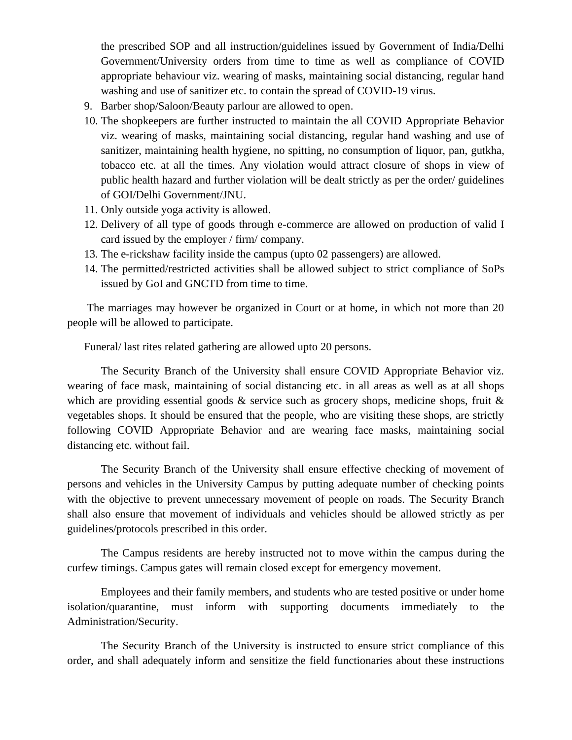the prescribed SOP and all instruction/guidelines issued by Government of India/Delhi Government/University orders from time to time as well as compliance of COVID appropriate behaviour viz. wearing of masks, maintaining social distancing, regular hand washing and use of sanitizer etc. to contain the spread of COVID-19 virus.

9. Barber shop/Saloon/Beauty parlour are allowed to open.
10. The shopkeepers are further instructed to maintain the all COVID Appropriate Behavior viz. wearing of masks, maintaining social distancing, regular hand washing and use of sanitizer, maintaining health hygiene, no spitting, no consumption of liquor, pan, gutkha, tobacco etc. at all the times. Any violation would attract closure of shops in view of public health hazard and further violation will be dealt strictly as per the order/ guidelines of GOI/Delhi Government/JNU.
11. Only outside yoga activity is allowed.
12. Delivery of all type of goods through e-commerce are allowed on production of valid I card issued by the employer / firm/ company.
13. The e-rickshaw facility inside the campus (upto 02 passengers) are allowed.
14. The permitted/restricted activities shall be allowed subject to strict compliance of SoPs issued by GoI and GNCTD from time to time.

The marriages may however be organized in Court or at home, in which not more than 20 people will be allowed to participate.

Funeral/ last rites related gathering are allowed upto 20 persons.

The Security Branch of the University shall ensure COVID Appropriate Behavior viz. wearing of face mask, maintaining of social distancing etc. in all areas as well as at all shops which are providing essential goods & service such as grocery shops, medicine shops, fruit & vegetables shops. It should be ensured that the people, who are visiting these shops, are strictly following COVID Appropriate Behavior and are wearing face masks, maintaining social distancing etc. without fail.

The Security Branch of the University shall ensure effective checking of movement of persons and vehicles in the University Campus by putting adequate number of checking points with the objective to prevent unnecessary movement of people on roads. The Security Branch shall also ensure that movement of individuals and vehicles should be allowed strictly as per guidelines/protocols prescribed in this order.

The Campus residents are hereby instructed not to move within the campus during the curfew timings. Campus gates will remain closed except for emergency movement.

Employees and their family members, and students who are tested positive or under home isolation/quarantine, must inform with supporting documents immediately to the Administration/Security.

The Security Branch of the University is instructed to ensure strict compliance of this order, and shall adequately inform and sensitize the field functionaries about these instructions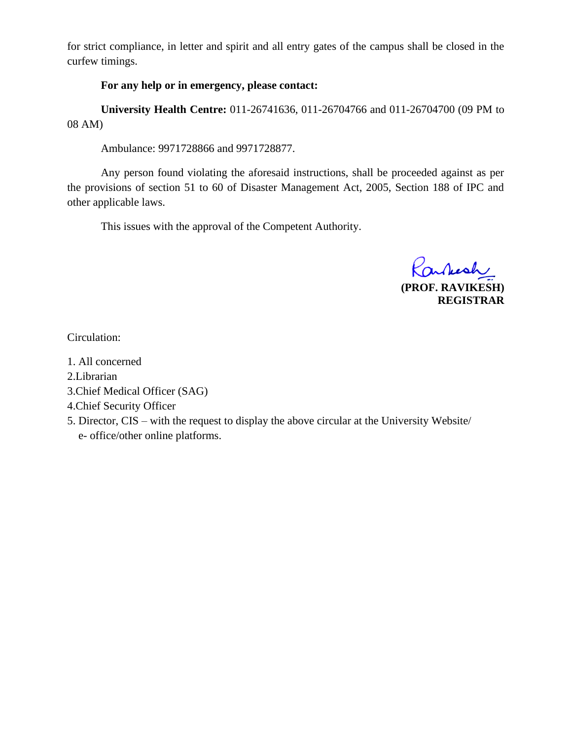for strict compliance, in letter and spirit and all entry gates of the campus shall be closed in the curfew timings.

**For any help or in emergency, please contact:**

**University Health Centre:** 011-26741636, 011-26704766 and 011-26704700 (09 PM to 08 AM)

Ambulance: 9971728866 and 9971728877.

Any person found violating the aforesaid instructions, shall be proceeded against as per the provisions of section 51 to 60 of Disaster Management Act, 2005, Section 188 of IPC and other applicable laws.

This issues with the approval of the Competent Authority.

**(PROF. RAVIKESH)**
**REGISTRAR**

Circulation:

1. All concerned
2. Librarian
3. Chief Medical Officer (SAG)
4. Chief Security Officer
5. Director, CIS – with the request to display the above circular at the University Website/ e- office/other online platforms.